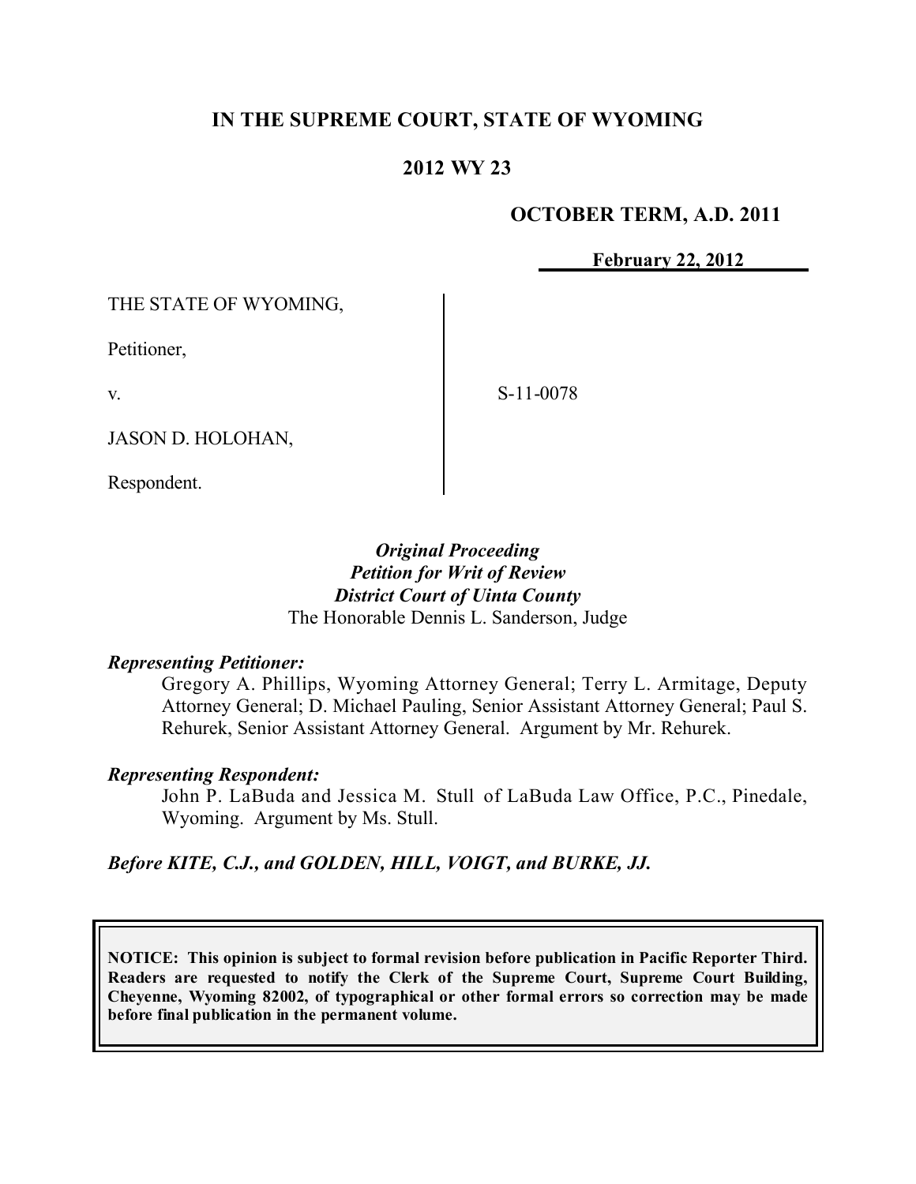# IN THE SUPREME COURT, STATE OF WYOMING

## 2012 WY 23

**OCTOBER TERM, A.D. 2011**

**February 22, 2012**

THE STATE OF WYOMING,

Petitioner,

v.

JASON D. HOLOHAN,

Respondent.

S-11-0078

***Original Proceeding***
***Petition for Writ of Review***
***District Court of Uinta County***
The Honorable Dennis L. Sanderson, Judge

***Representing Petitioner:***

Gregory A. Phillips, Wyoming Attorney General; Terry L. Armitage, Deputy Attorney General; D. Michael Pauling, Senior Assistant Attorney General; Paul S. Rehurek, Senior Assistant Attorney General. Argument by Mr. Rehurek.

***Representing Respondent:***

John P. LaBuda and Jessica M. Stull of LaBuda Law Office, P.C., Pinedale, Wyoming. Argument by Ms. Stull.

***Before KITE, C.J., and GOLDEN, HILL, VOIGT, and BURKE, JJ.***

**NOTICE: This opinion is subject to formal revision before publication in Pacific Reporter Third. Readers are requested to notify the Clerk of the Supreme Court, Supreme Court Building, Cheyenne, Wyoming 82002, of typographical or other formal errors so correction may be made before final publication in the permanent volume.**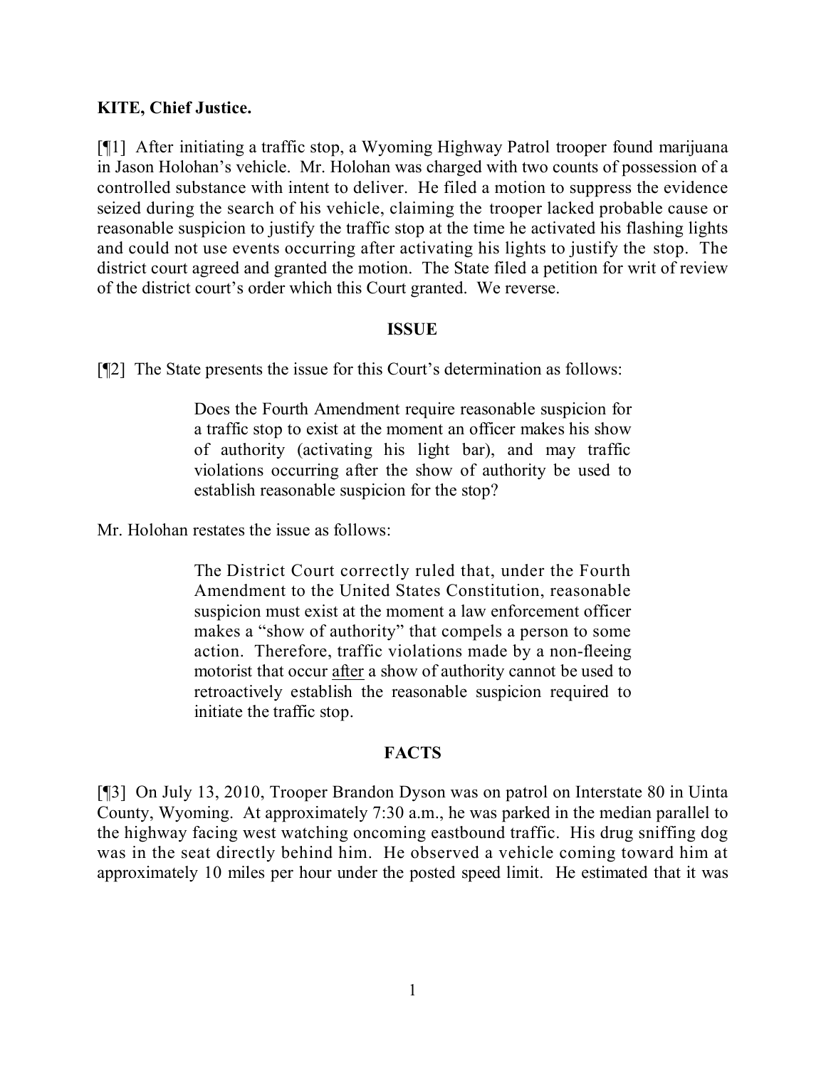**KITE, Chief Justice.**

[¶1] After initiating a traffic stop, a Wyoming Highway Patrol trooper found marijuana in Jason Holohan's vehicle. Mr. Holohan was charged with two counts of possession of a controlled substance with intent to deliver. He filed a motion to suppress the evidence seized during the search of his vehicle, claiming the trooper lacked probable cause or reasonable suspicion to justify the traffic stop at the time he activated his flashing lights and could not use events occurring after activating his lights to justify the stop. The district court agreed and granted the motion. The State filed a petition for writ of review of the district court's order which this Court granted. We reverse.

## ISSUE

[¶2] The State presents the issue for this Court's determination as follows:

> Does the Fourth Amendment require reasonable suspicion for a traffic stop to exist at the moment an officer makes his show of authority (activating his light bar), and may traffic violations occurring after the show of authority be used to establish reasonable suspicion for the stop?

Mr. Holohan restates the issue as follows:

> The District Court correctly ruled that, under the Fourth Amendment to the United States Constitution, reasonable suspicion must exist at the moment a law enforcement officer makes a "show of authority" that compels a person to some action. Therefore, traffic violations made by a non-fleeing motorist that occur <u>after</u> a show of authority cannot be used to retroactively establish the reasonable suspicion required to initiate the traffic stop.

## FACTS

[¶3] On July 13, 2010, Trooper Brandon Dyson was on patrol on Interstate 80 in Uinta County, Wyoming. At approximately 7:30 a.m., he was parked in the median parallel to the highway facing west watching oncoming eastbound traffic. His drug sniffing dog was in the seat directly behind him. He observed a vehicle coming toward him at approximately 10 miles per hour under the posted speed limit. He estimated that it was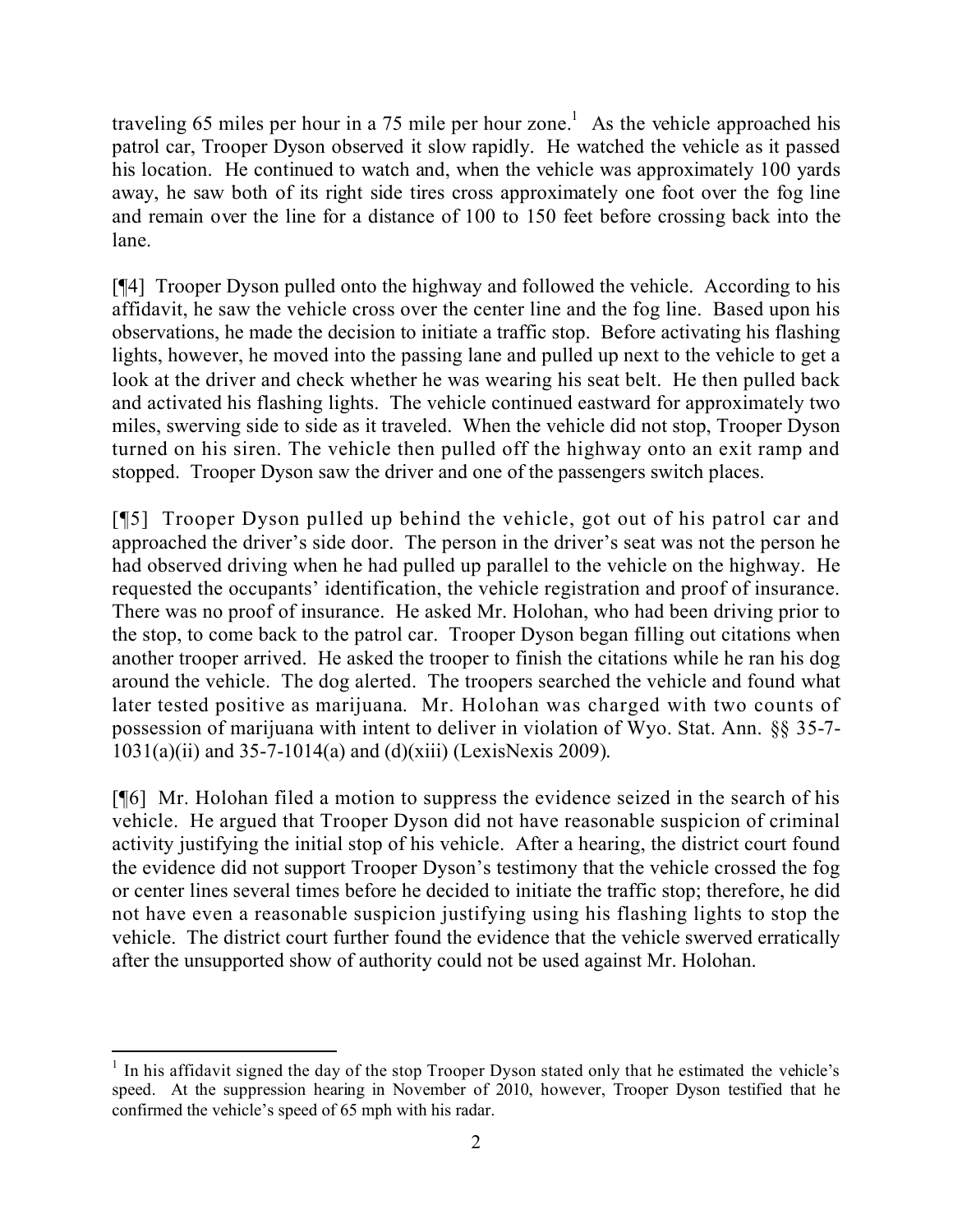traveling 65 miles per hour in a 75 mile per hour zone.[1] As the vehicle approached his patrol car, Trooper Dyson observed it slow rapidly. He watched the vehicle as it passed his location. He continued to watch and, when the vehicle was approximately 100 yards away, he saw both of its right side tires cross approximately one foot over the fog line and remain over the line for a distance of 100 to 150 feet before crossing back into the lane.

[¶4] Trooper Dyson pulled onto the highway and followed the vehicle. According to his affidavit, he saw the vehicle cross over the center line and the fog line. Based upon his observations, he made the decision to initiate a traffic stop. Before activating his flashing lights, however, he moved into the passing lane and pulled up next to the vehicle to get a look at the driver and check whether he was wearing his seat belt. He then pulled back and activated his flashing lights. The vehicle continued eastward for approximately two miles, swerving side to side as it traveled. When the vehicle did not stop, Trooper Dyson turned on his siren. The vehicle then pulled off the highway onto an exit ramp and stopped. Trooper Dyson saw the driver and one of the passengers switch places.

[¶5] Trooper Dyson pulled up behind the vehicle, got out of his patrol car and approached the driver's side door. The person in the driver's seat was not the person he had observed driving when he had pulled up parallel to the vehicle on the highway. He requested the occupants' identification, the vehicle registration and proof of insurance. There was no proof of insurance. He asked Mr. Holohan, who had been driving prior to the stop, to come back to the patrol car. Trooper Dyson began filling out citations when another trooper arrived. He asked the trooper to finish the citations while he ran his dog around the vehicle. The dog alerted. The troopers searched the vehicle and found what later tested positive as marijuana. Mr. Holohan was charged with two counts of possession of marijuana with intent to deliver in violation of Wyo. Stat. Ann. §§ 35-7-1031(a)(ii) and 35-7-1014(a) and (d)(xiii) (LexisNexis 2009).

[¶6] Mr. Holohan filed a motion to suppress the evidence seized in the search of his vehicle. He argued that Trooper Dyson did not have reasonable suspicion of criminal activity justifying the initial stop of his vehicle. After a hearing, the district court found the evidence did not support Trooper Dyson's testimony that the vehicle crossed the fog or center lines several times before he decided to initiate the traffic stop; therefore, he did not have even a reasonable suspicion justifying using his flashing lights to stop the vehicle. The district court further found the evidence that the vehicle swerved erratically after the unsupported show of authority could not be used against Mr. Holohan.

---

[1] In his affidavit signed the day of the stop Trooper Dyson stated only that he estimated the vehicle's speed. At the suppression hearing in November of 2010, however, Trooper Dyson testified that he confirmed the vehicle's speed of 65 mph with his radar.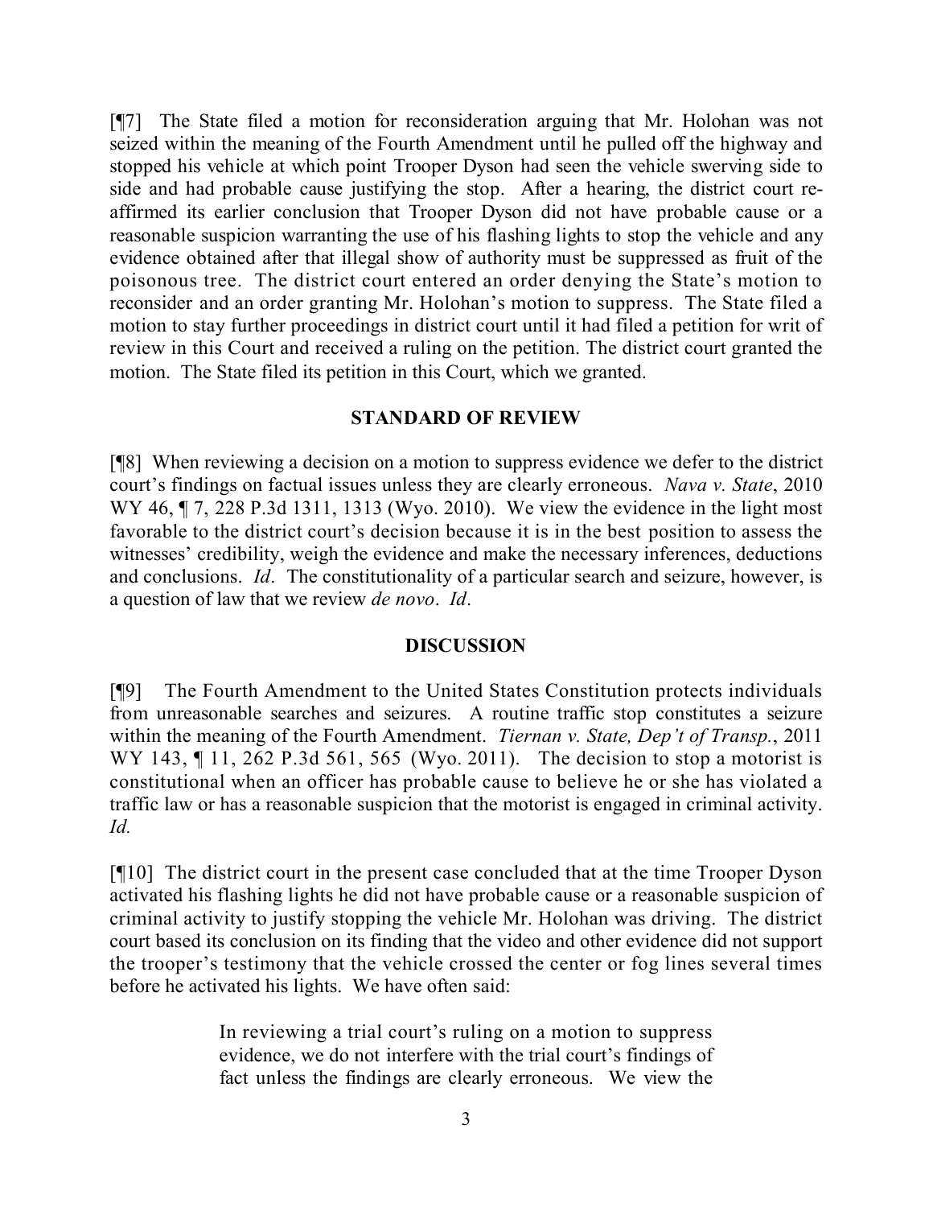[¶7] The State filed a motion for reconsideration arguing that Mr. Holohan was not seized within the meaning of the Fourth Amendment until he pulled off the highway and stopped his vehicle at which point Trooper Dyson had seen the vehicle swerving side to side and had probable cause justifying the stop. After a hearing, the district court re-affirmed its earlier conclusion that Trooper Dyson did not have probable cause or a reasonable suspicion warranting the use of his flashing lights to stop the vehicle and any evidence obtained after that illegal show of authority must be suppressed as fruit of the poisonous tree. The district court entered an order denying the State's motion to reconsider and an order granting Mr. Holohan's motion to suppress. The State filed a motion to stay further proceedings in district court until it had filed a petition for writ of review in this Court and received a ruling on the petition. The district court granted the motion. The State filed its petition in this Court, which we granted.

## STANDARD OF REVIEW

[¶8] When reviewing a decision on a motion to suppress evidence we defer to the district court's findings on factual issues unless they are clearly erroneous. *Nava v. State*, 2010 WY 46, ¶ 7, 228 P.3d 1311, 1313 (Wyo. 2010). We view the evidence in the light most favorable to the district court's decision because it is in the best position to assess the witnesses' credibility, weigh the evidence and make the necessary inferences, deductions and conclusions. *Id*. The constitutionality of a particular search and seizure, however, is a question of law that we review *de novo*. *Id*.

## DISCUSSION

[¶9] The Fourth Amendment to the United States Constitution protects individuals from unreasonable searches and seizures. A routine traffic stop constitutes a seizure within the meaning of the Fourth Amendment. *Tiernan v. State, Dep't of Transp.*, 2011 WY 143, ¶ 11, 262 P.3d 561, 565 (Wyo. 2011). The decision to stop a motorist is constitutional when an officer has probable cause to believe he or she has violated a traffic law or has a reasonable suspicion that the motorist is engaged in criminal activity. *Id.*

[¶10] The district court in the present case concluded that at the time Trooper Dyson activated his flashing lights he did not have probable cause or a reasonable suspicion of criminal activity to justify stopping the vehicle Mr. Holohan was driving. The district court based its conclusion on its finding that the video and other evidence did not support the trooper's testimony that the vehicle crossed the center or fog lines several times before he activated his lights. We have often said:

> In reviewing a trial court's ruling on a motion to suppress evidence, we do not interfere with the trial court's findings of fact unless the findings are clearly erroneous. We view the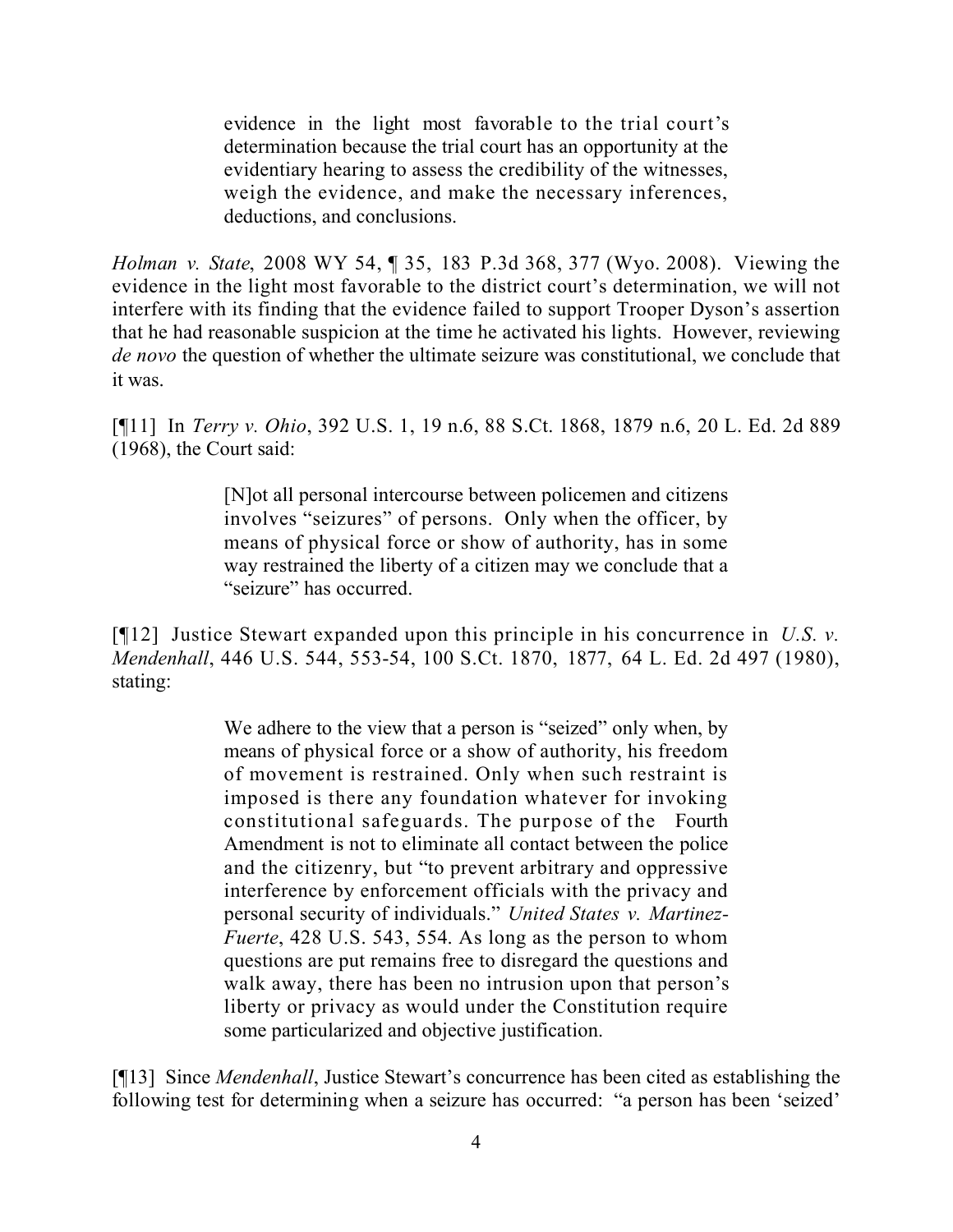> evidence in the light most favorable to the trial court's determination because the trial court has an opportunity at the evidentiary hearing to assess the credibility of the witnesses, weigh the evidence, and make the necessary inferences, deductions, and conclusions.

*Holman v. State*, 2008 WY 54, ¶ 35, 183 P.3d 368, 377 (Wyo. 2008). Viewing the evidence in the light most favorable to the district court's determination, we will not interfere with its finding that the evidence failed to support Trooper Dyson's assertion that he had reasonable suspicion at the time he activated his lights. However, reviewing *de novo* the question of whether the ultimate seizure was constitutional, we conclude that it was.

[¶11] In *Terry v. Ohio*, 392 U.S. 1, 19 n.6, 88 S.Ct. 1868, 1879 n.6, 20 L. Ed. 2d 889 (1968), the Court said:

> [N]ot all personal intercourse between policemen and citizens involves "seizures" of persons. Only when the officer, by means of physical force or show of authority, has in some way restrained the liberty of a citizen may we conclude that a "seizure" has occurred.

[¶12] Justice Stewart expanded upon this principle in his concurrence in *U.S. v. Mendenhall*, 446 U.S. 544, 553-54, 100 S.Ct. 1870, 1877, 64 L. Ed. 2d 497 (1980), stating:

> We adhere to the view that a person is "seized" only when, by means of physical force or a show of authority, his freedom of movement is restrained. Only when such restraint is imposed is there any foundation whatever for invoking constitutional safeguards. The purpose of the Fourth Amendment is not to eliminate all contact between the police and the citizenry, but "to prevent arbitrary and oppressive interference by enforcement officials with the privacy and personal security of individuals." *United States v. Martinez-Fuerte*, 428 U.S. 543, 554. As long as the person to whom questions are put remains free to disregard the questions and walk away, there has been no intrusion upon that person's liberty or privacy as would under the Constitution require some particularized and objective justification.

[¶13] Since *Mendenhall*, Justice Stewart's concurrence has been cited as establishing the following test for determining when a seizure has occurred: "a person has been 'seized'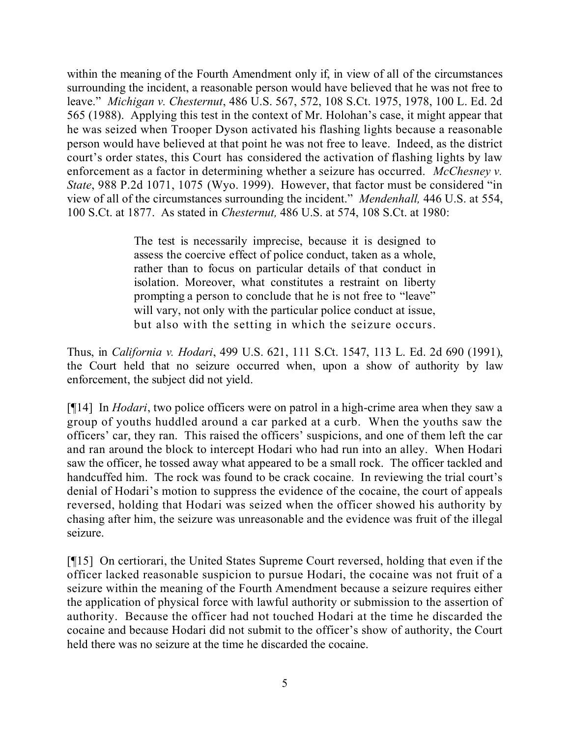within the meaning of the Fourth Amendment only if, in view of all of the circumstances surrounding the incident, a reasonable person would have believed that he was not free to leave." *Michigan v. Chesternut*, 486 U.S. 567, 572, 108 S.Ct. 1975, 1978, 100 L. Ed. 2d 565 (1988). Applying this test in the context of Mr. Holohan's case, it might appear that he was seized when Trooper Dyson activated his flashing lights because a reasonable person would have believed at that point he was not free to leave. Indeed, as the district court's order states, this Court has considered the activation of flashing lights by law enforcement as a factor in determining whether a seizure has occurred. *McChesney v. State*, 988 P.2d 1071, 1075 (Wyo. 1999). However, that factor must be considered "in view of all of the circumstances surrounding the incident." *Mendenhall,* 446 U.S. at 554, 100 S.Ct. at 1877. As stated in *Chesternut,* 486 U.S. at 574, 108 S.Ct. at 1980:

> The test is necessarily imprecise, because it is designed to assess the coercive effect of police conduct, taken as a whole, rather than to focus on particular details of that conduct in isolation. Moreover, what constitutes a restraint on liberty prompting a person to conclude that he is not free to "leave" will vary, not only with the particular police conduct at issue, but also with the setting in which the seizure occurs.

Thus, in *California v. Hodari*, 499 U.S. 621, 111 S.Ct. 1547, 113 L. Ed. 2d 690 (1991), the Court held that no seizure occurred when, upon a show of authority by law enforcement, the subject did not yield.

[¶14] In *Hodari*, two police officers were on patrol in a high-crime area when they saw a group of youths huddled around a car parked at a curb. When the youths saw the officers' car, they ran. This raised the officers' suspicions, and one of them left the car and ran around the block to intercept Hodari who had run into an alley. When Hodari saw the officer, he tossed away what appeared to be a small rock. The officer tackled and handcuffed him. The rock was found to be crack cocaine. In reviewing the trial court's denial of Hodari's motion to suppress the evidence of the cocaine, the court of appeals reversed, holding that Hodari was seized when the officer showed his authority by chasing after him, the seizure was unreasonable and the evidence was fruit of the illegal seizure.

[¶15] On certiorari, the United States Supreme Court reversed, holding that even if the officer lacked reasonable suspicion to pursue Hodari, the cocaine was not fruit of a seizure within the meaning of the Fourth Amendment because a seizure requires either the application of physical force with lawful authority or submission to the assertion of authority. Because the officer had not touched Hodari at the time he discarded the cocaine and because Hodari did not submit to the officer's show of authority, the Court held there was no seizure at the time he discarded the cocaine.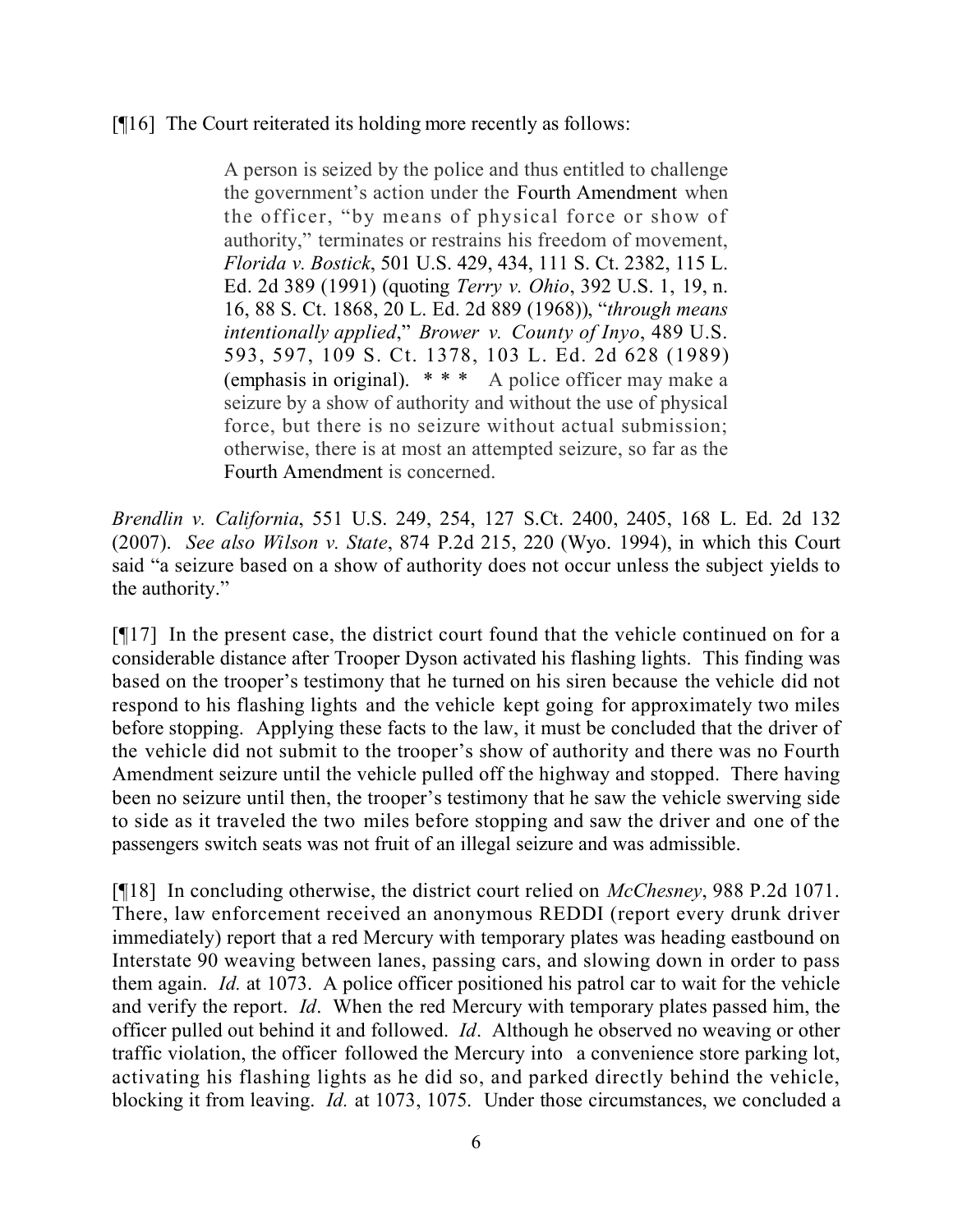[¶16] The Court reiterated its holding more recently as follows:

> A person is seized by the police and thus entitled to challenge the government's action under the Fourth Amendment when the officer, "by means of physical force or show of authority," terminates or restrains his freedom of movement, *Florida v. Bostick*, 501 U.S. 429, 434, 111 S. Ct. 2382, 115 L. Ed. 2d 389 (1991) (quoting *Terry v. Ohio*, 392 U.S. 1, 19, n. 16, 88 S. Ct. 1868, 20 L. Ed. 2d 889 (1968)), "*through means intentionally applied*," *Brower v. County of Inyo*, 489 U.S. 593, 597, 109 S. Ct. 1378, 103 L. Ed. 2d 628 (1989) (emphasis in original). * * * A police officer may make a seizure by a show of authority and without the use of physical force, but there is no seizure without actual submission; otherwise, there is at most an attempted seizure, so far as the Fourth Amendment is concerned.

*Brendlin v. California*, 551 U.S. 249, 254, 127 S.Ct. 2400, 2405, 168 L. Ed. 2d 132 (2007). *See also Wilson v. State*, 874 P.2d 215, 220 (Wyo. 1994), in which this Court said "a seizure based on a show of authority does not occur unless the subject yields to the authority."

[¶17] In the present case, the district court found that the vehicle continued on for a considerable distance after Trooper Dyson activated his flashing lights. This finding was based on the trooper's testimony that he turned on his siren because the vehicle did not respond to his flashing lights and the vehicle kept going for approximately two miles before stopping. Applying these facts to the law, it must be concluded that the driver of the vehicle did not submit to the trooper's show of authority and there was no Fourth Amendment seizure until the vehicle pulled off the highway and stopped. There having been no seizure until then, the trooper's testimony that he saw the vehicle swerving side to side as it traveled the two miles before stopping and saw the driver and one of the passengers switch seats was not fruit of an illegal seizure and was admissible.

[¶18] In concluding otherwise, the district court relied on *McChesney*, 988 P.2d 1071. There, law enforcement received an anonymous REDDI (report every drunk driver immediately) report that a red Mercury with temporary plates was heading eastbound on Interstate 90 weaving between lanes, passing cars, and slowing down in order to pass them again. *Id.* at 1073. A police officer positioned his patrol car to wait for the vehicle and verify the report. *Id*. When the red Mercury with temporary plates passed him, the officer pulled out behind it and followed. *Id*. Although he observed no weaving or other traffic violation, the officer followed the Mercury into a convenience store parking lot, activating his flashing lights as he did so, and parked directly behind the vehicle, blocking it from leaving. *Id.* at 1073, 1075. Under those circumstances, we concluded a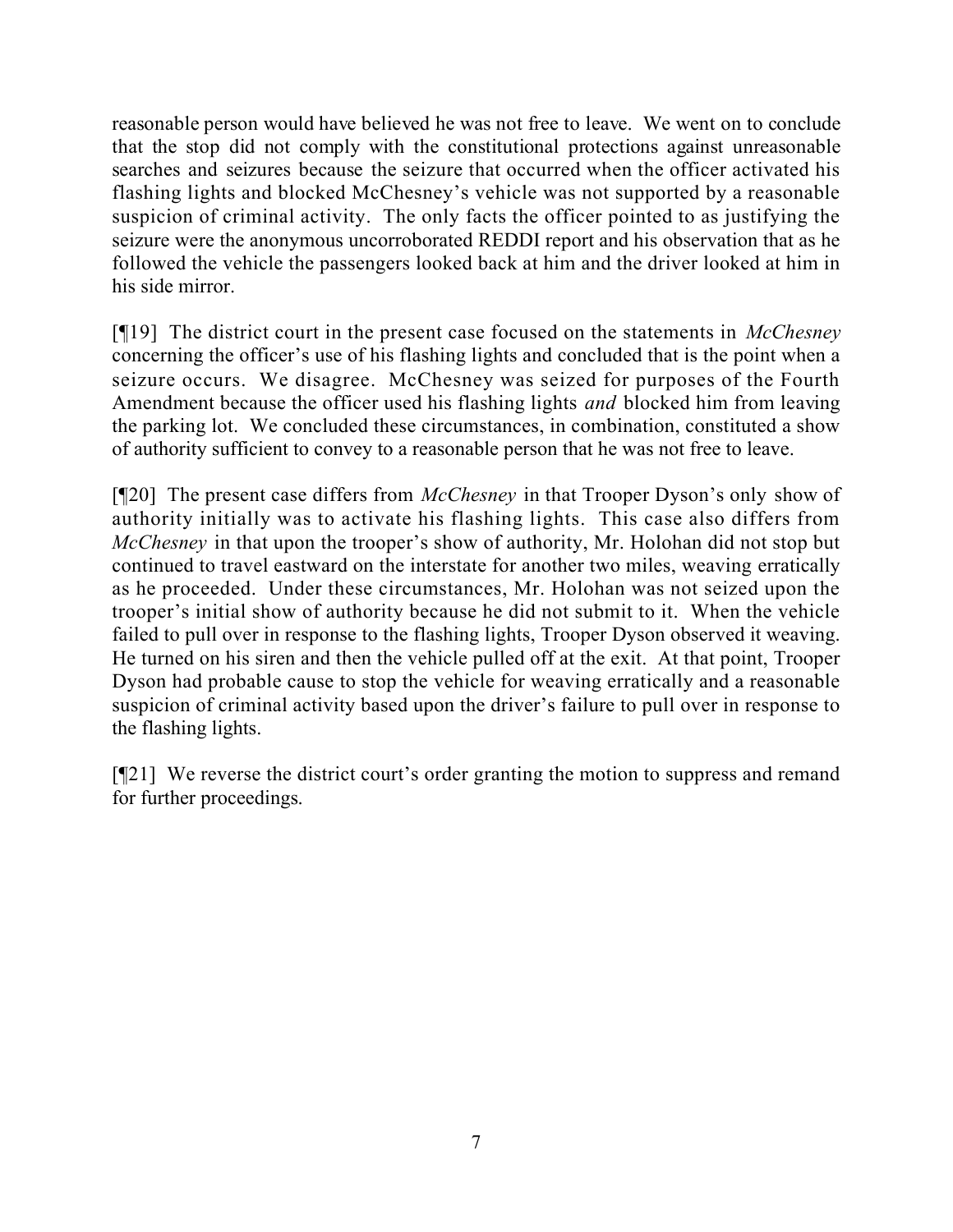reasonable person would have believed he was not free to leave. We went on to conclude that the stop did not comply with the constitutional protections against unreasonable searches and seizures because the seizure that occurred when the officer activated his flashing lights and blocked McChesney's vehicle was not supported by a reasonable suspicion of criminal activity. The only facts the officer pointed to as justifying the seizure were the anonymous uncorroborated REDDI report and his observation that as he followed the vehicle the passengers looked back at him and the driver looked at him in his side mirror.

[¶19] The district court in the present case focused on the statements in *McChesney* concerning the officer's use of his flashing lights and concluded that is the point when a seizure occurs. We disagree. McChesney was seized for purposes of the Fourth Amendment because the officer used his flashing lights *and* blocked him from leaving the parking lot. We concluded these circumstances, in combination, constituted a show of authority sufficient to convey to a reasonable person that he was not free to leave.

[¶20] The present case differs from *McChesney* in that Trooper Dyson's only show of authority initially was to activate his flashing lights. This case also differs from *McChesney* in that upon the trooper's show of authority, Mr. Holohan did not stop but continued to travel eastward on the interstate for another two miles, weaving erratically as he proceeded. Under these circumstances, Mr. Holohan was not seized upon the trooper's initial show of authority because he did not submit to it. When the vehicle failed to pull over in response to the flashing lights, Trooper Dyson observed it weaving. He turned on his siren and then the vehicle pulled off at the exit. At that point, Trooper Dyson had probable cause to stop the vehicle for weaving erratically and a reasonable suspicion of criminal activity based upon the driver's failure to pull over in response to the flashing lights.

[¶21] We reverse the district court's order granting the motion to suppress and remand for further proceedings.